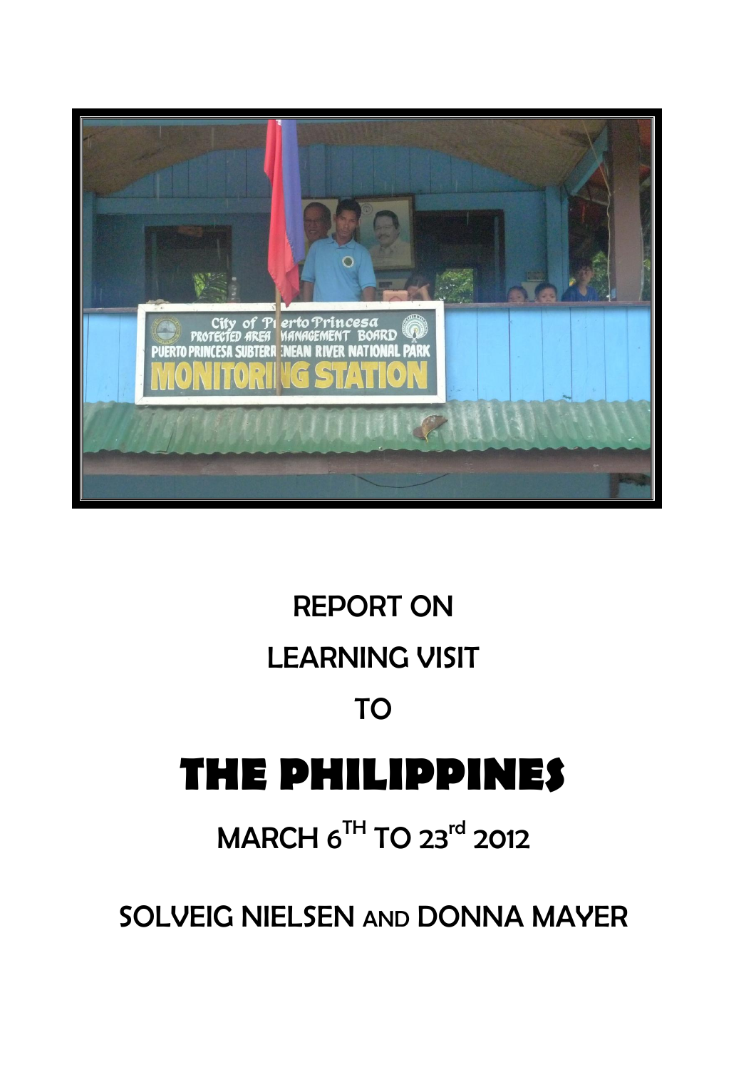# REPORT ON

# LEARNING VISIT

# TO

# THE PHILIPPINES

## MARCH 6TH TO 23rd 2012

## SOLVEIG NIELSEN AND DONNA MAYER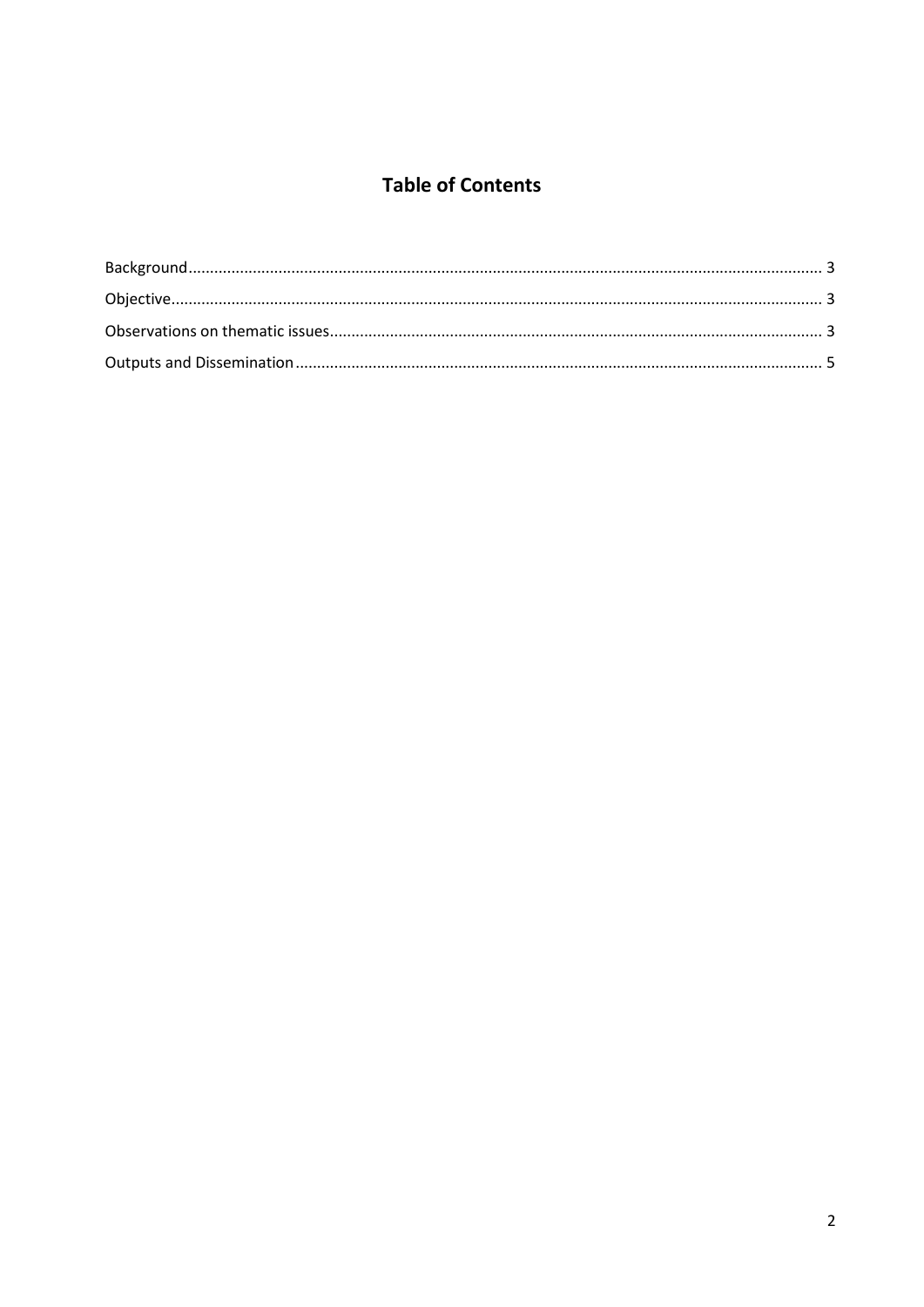# Table of Contents

Background.......................................................................................................................................... 3

Objective.............................................................................................................................................. 3

Observations on thematic issues......................................................................................................... 3

Outputs and Dissemination.................................................................................................................. 5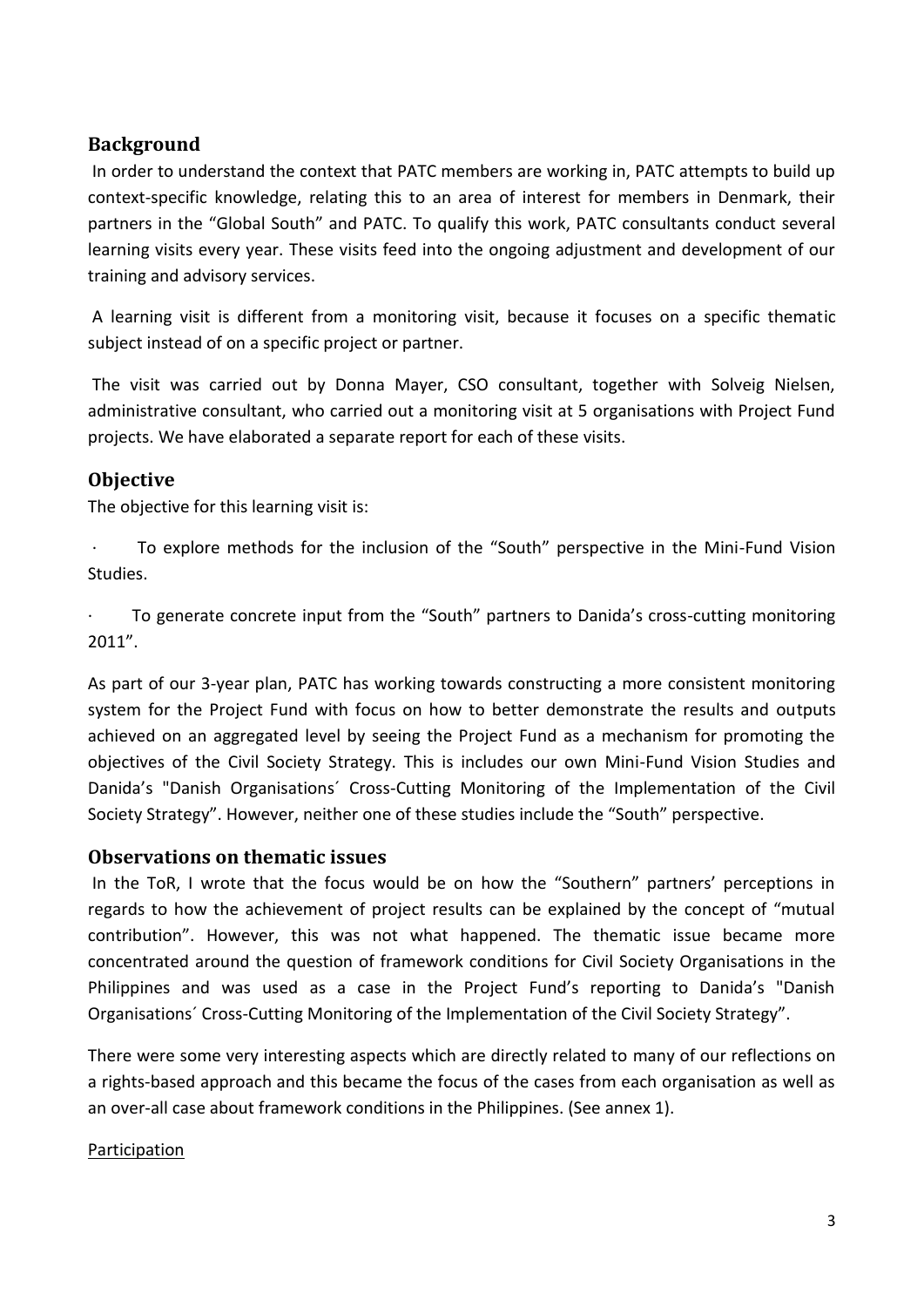## Background

In order to understand the context that PATC members are working in, PATC attempts to build up context-specific knowledge, relating this to an area of interest for members in Denmark, their partners in the "Global South" and PATC. To qualify this work, PATC consultants conduct several learning visits every year. These visits feed into the ongoing adjustment and development of our training and advisory services.

A learning visit is different from a monitoring visit, because it focuses on a specific thematic subject instead of on a specific project or partner.

The visit was carried out by Donna Mayer, CSO consultant, together with Solveig Nielsen, administrative consultant, who carried out a monitoring visit at 5 organisations with Project Fund projects. We have elaborated a separate report for each of these visits.

## Objective

The objective for this learning visit is:

· To explore methods for the inclusion of the "South" perspective in the Mini-Fund Vision Studies.

· To generate concrete input from the "South" partners to Danida's cross-cutting monitoring 2011".

As part of our 3-year plan, PATC has working towards constructing a more consistent monitoring system for the Project Fund with focus on how to better demonstrate the results and outputs achieved on an aggregated level by seeing the Project Fund as a mechanism for promoting the objectives of the Civil Society Strategy. This is includes our own Mini-Fund Vision Studies and Danida's "Danish Organisations´ Cross-Cutting Monitoring of the Implementation of the Civil Society Strategy". However, neither one of these studies include the "South" perspective.

## Observations on thematic issues

In the ToR, I wrote that the focus would be on how the "Southern" partners' perceptions in regards to how the achievement of project results can be explained by the concept of "mutual contribution". However, this was not what happened. The thematic issue became more concentrated around the question of framework conditions for Civil Society Organisations in the Philippines and was used as a case in the Project Fund's reporting to Danida's "Danish Organisations´ Cross-Cutting Monitoring of the Implementation of the Civil Society Strategy".

There were some very interesting aspects which are directly related to many of our reflections on a rights-based approach and this became the focus of the cases from each organisation as well as an over-all case about framework conditions in the Philippines. (See annex 1).

Participation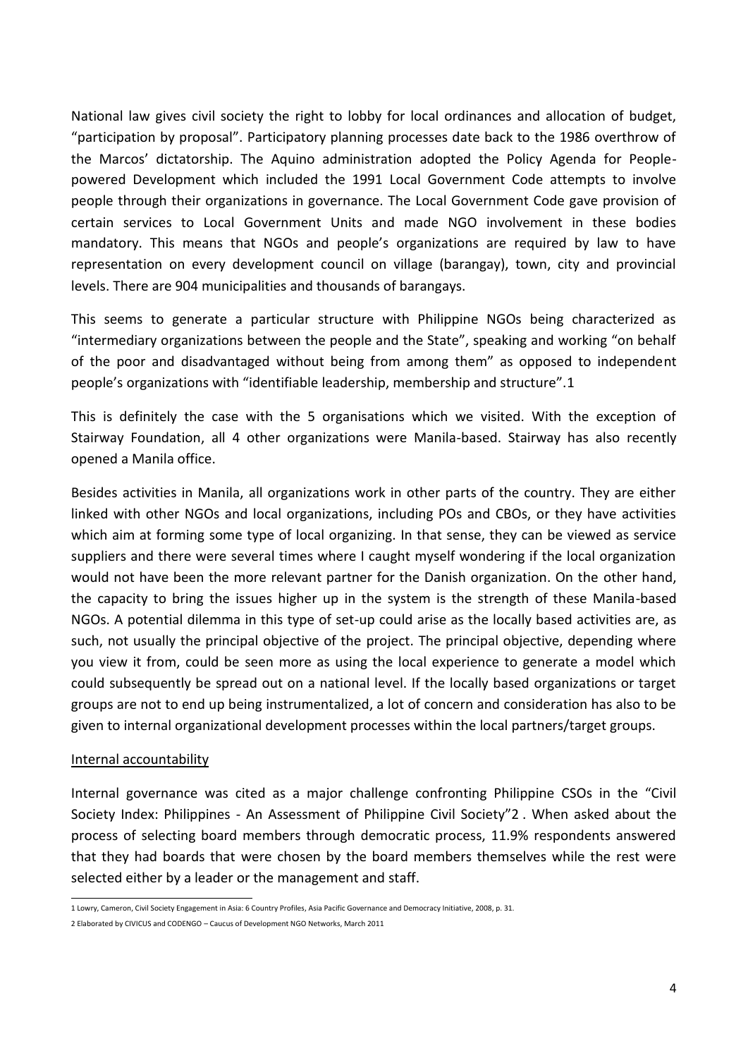National law gives civil society the right to lobby for local ordinances and allocation of budget, "participation by proposal". Participatory planning processes date back to the 1986 overthrow of the Marcos' dictatorship. The Aquino administration adopted the Policy Agenda for People-powered Development which included the 1991 Local Government Code attempts to involve people through their organizations in governance. The Local Government Code gave provision of certain services to Local Government Units and made NGO involvement in these bodies mandatory. This means that NGOs and people's organizations are required by law to have representation on every development council on village (barangay), town, city and provincial levels. There are 904 municipalities and thousands of barangays.

This seems to generate a particular structure with Philippine NGOs being characterized as "intermediary organizations between the people and the State", speaking and working "on behalf of the poor and disadvantaged without being from among them" as opposed to independent people's organizations with "identifiable leadership, membership and structure".[1]

This is definitely the case with the 5 organisations which we visited. With the exception of Stairway Foundation, all 4 other organizations were Manila-based. Stairway has also recently opened a Manila office.

Besides activities in Manila, all organizations work in other parts of the country. They are either linked with other NGOs and local organizations, including POs and CBOs, or they have activities which aim at forming some type of local organizing. In that sense, they can be viewed as service suppliers and there were several times where I caught myself wondering if the local organization would not have been the more relevant partner for the Danish organization. On the other hand, the capacity to bring the issues higher up in the system is the strength of these Manila-based NGOs. A potential dilemma in this type of set-up could arise as the locally based activities are, as such, not usually the principal objective of the project. The principal objective, depending where you view it from, could be seen more as using the local experience to generate a model which could subsequently be spread out on a national level. If the locally based organizations or target groups are not to end up being instrumentalized, a lot of concern and consideration has also to be given to internal organizational development processes within the local partners/target groups.

## Internal accountability

Internal governance was cited as a major challenge confronting Philippine CSOs in the "Civil Society Index: Philippines - An Assessment of Philippine Civil Society"[2]. When asked about the process of selecting board members through democratic process, 11.9% respondents answered that they had boards that were chosen by the board members themselves while the rest were selected either by a leader or the management and staff.

---

[1] Lowry, Cameron, Civil Society Engagement in Asia: 6 Country Profiles, Asia Pacific Governance and Democracy Initiative, 2008, p. 31.

[2] Elaborated by CIVICUS and CODENGO – Caucus of Development NGO Networks, March 2011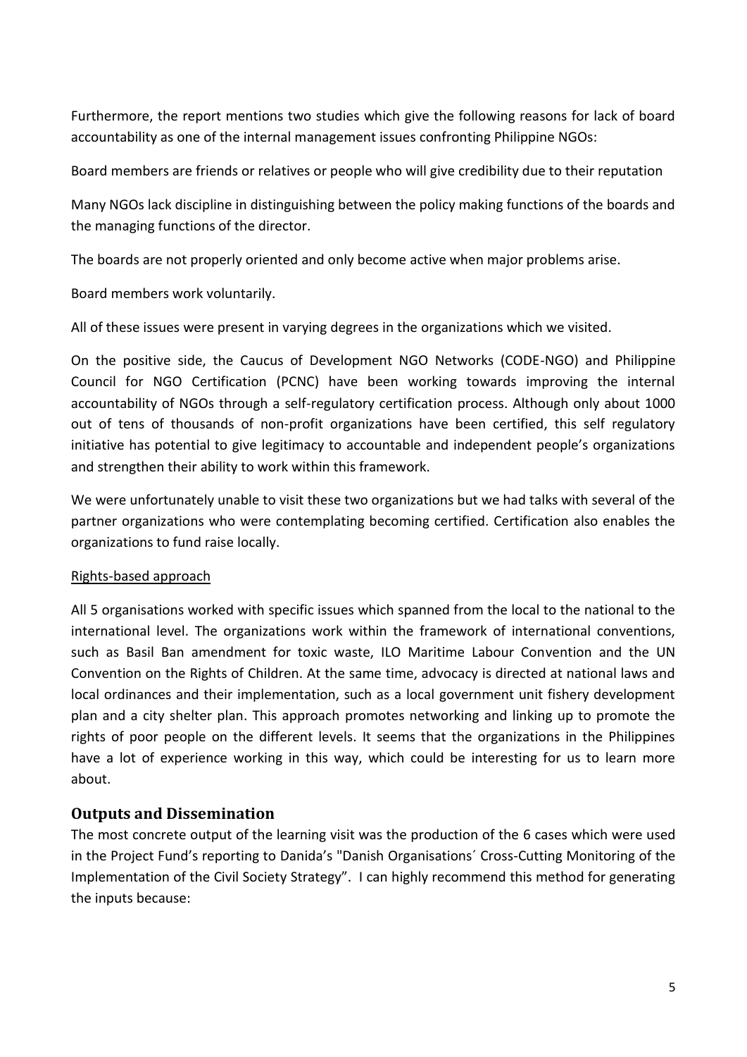Furthermore, the report mentions two studies which give the following reasons for lack of board accountability as one of the internal management issues confronting Philippine NGOs:

Board members are friends or relatives or people who will give credibility due to their reputation

Many NGOs lack discipline in distinguishing between the policy making functions of the boards and the managing functions of the director.

The boards are not properly oriented and only become active when major problems arise.

Board members work voluntarily.

All of these issues were present in varying degrees in the organizations which we visited.

On the positive side, the Caucus of Development NGO Networks (CODE-NGO) and Philippine Council for NGO Certification (PCNC) have been working towards improving the internal accountability of NGOs through a self-regulatory certification process. Although only about 1000 out of tens of thousands of non-profit organizations have been certified, this self regulatory initiative has potential to give legitimacy to accountable and independent people's organizations and strengthen their ability to work within this framework.

We were unfortunately unable to visit these two organizations but we had talks with several of the partner organizations who were contemplating becoming certified. Certification also enables the organizations to fund raise locally.

<u>Rights-based approach</u>

All 5 organisations worked with specific issues which spanned from the local to the national to the international level. The organizations work within the framework of international conventions, such as Basil Ban amendment for toxic waste, ILO Maritime Labour Convention and the UN Convention on the Rights of Children. At the same time, advocacy is directed at national laws and local ordinances and their implementation, such as a local government unit fishery development plan and a city shelter plan. This approach promotes networking and linking up to promote the rights of poor people on the different levels. It seems that the organizations in the Philippines have a lot of experience working in this way, which could be interesting for us to learn more about.

## Outputs and Dissemination

The most concrete output of the learning visit was the production of the 6 cases which were used in the Project Fund's reporting to Danida's "Danish Organisations´ Cross-Cutting Monitoring of the Implementation of the Civil Society Strategy". I can highly recommend this method for generating the inputs because: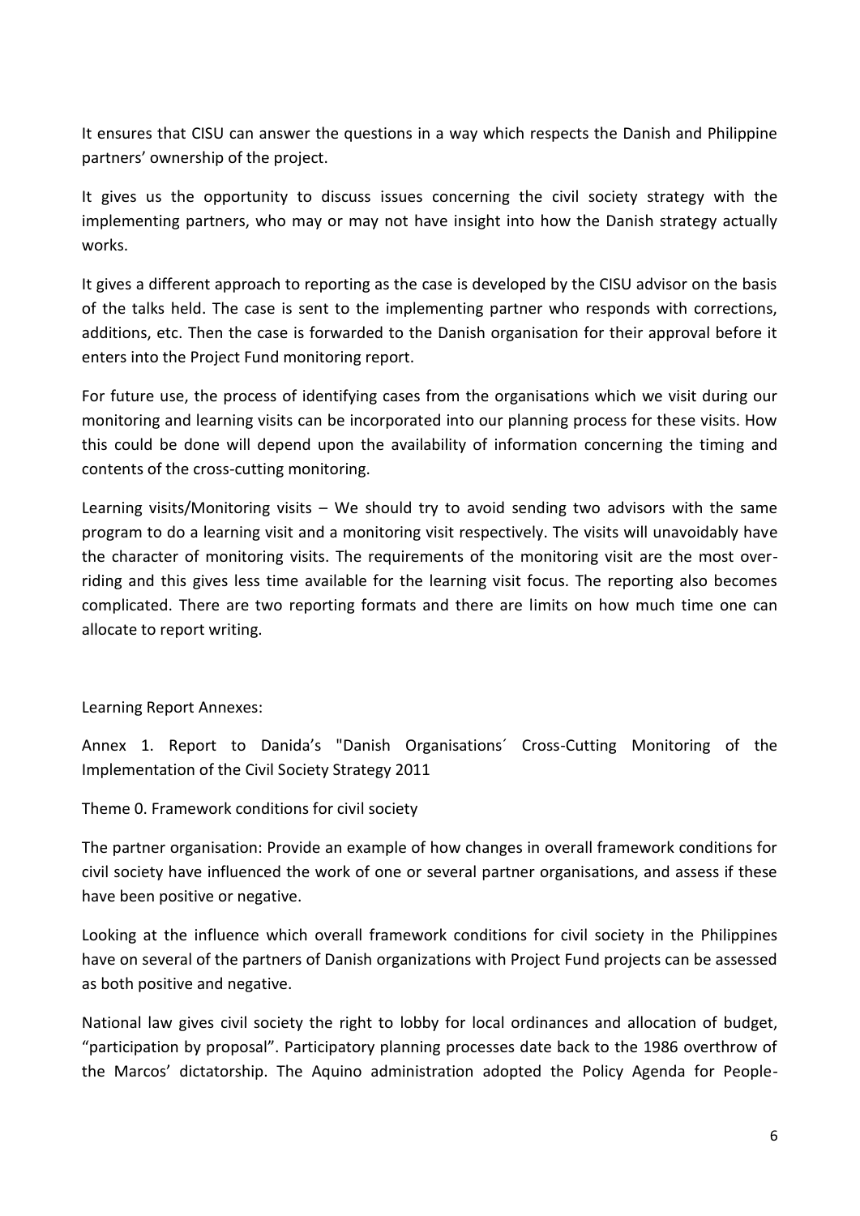It ensures that CISU can answer the questions in a way which respects the Danish and Philippine partners' ownership of the project.

It gives us the opportunity to discuss issues concerning the civil society strategy with the implementing partners, who may or may not have insight into how the Danish strategy actually works.

It gives a different approach to reporting as the case is developed by the CISU advisor on the basis of the talks held. The case is sent to the implementing partner who responds with corrections, additions, etc. Then the case is forwarded to the Danish organisation for their approval before it enters into the Project Fund monitoring report.

For future use, the process of identifying cases from the organisations which we visit during our monitoring and learning visits can be incorporated into our planning process for these visits. How this could be done will depend upon the availability of information concerning the timing and contents of the cross-cutting monitoring.

Learning visits/Monitoring visits – We should try to avoid sending two advisors with the same program to do a learning visit and a monitoring visit respectively. The visits will unavoidably have the character of monitoring visits. The requirements of the monitoring visit are the most over-riding and this gives less time available for the learning visit focus. The reporting also becomes complicated. There are two reporting formats and there are limits on how much time one can allocate to report writing.

Learning Report Annexes:

Annex 1. Report to Danida's "Danish Organisations´ Cross-Cutting Monitoring of the Implementation of the Civil Society Strategy 2011

Theme 0. Framework conditions for civil society

The partner organisation: Provide an example of how changes in overall framework conditions for civil society have influenced the work of one or several partner organisations, and assess if these have been positive or negative.

Looking at the influence which overall framework conditions for civil society in the Philippines have on several of the partners of Danish organizations with Project Fund projects can be assessed as both positive and negative.

National law gives civil society the right to lobby for local ordinances and allocation of budget, "participation by proposal". Participatory planning processes date back to the 1986 overthrow of the Marcos' dictatorship. The Aquino administration adopted the Policy Agenda for People-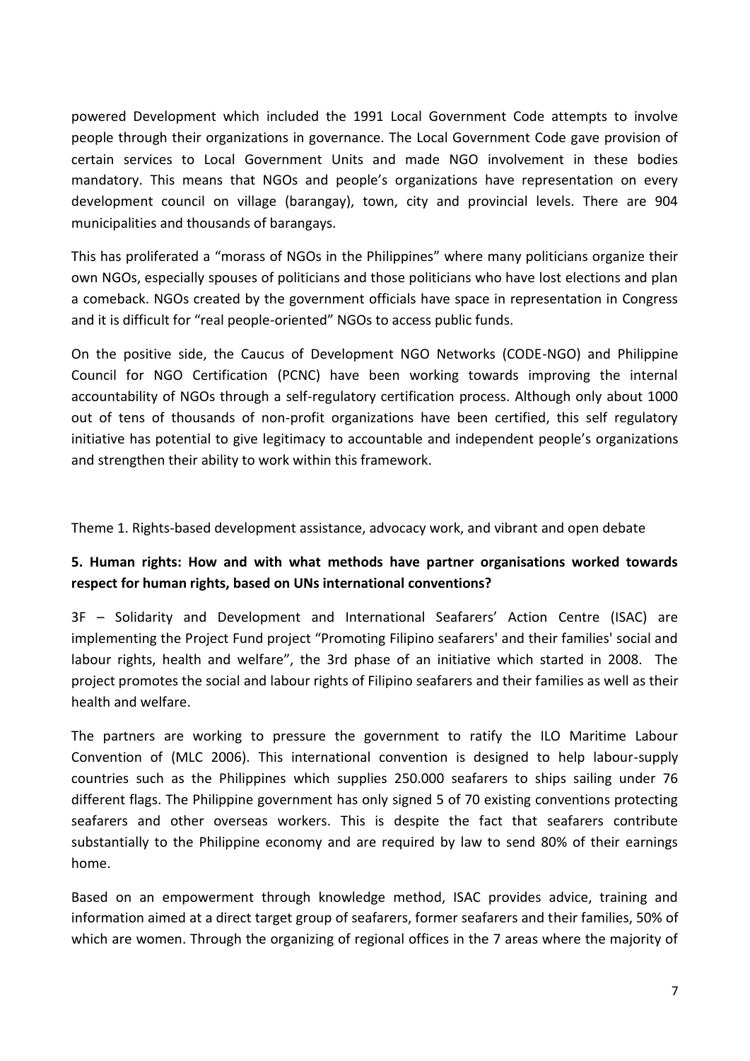powered Development which included the 1991 Local Government Code attempts to involve people through their organizations in governance. The Local Government Code gave provision of certain services to Local Government Units and made NGO involvement in these bodies mandatory. This means that NGOs and people's organizations have representation on every development council on village (barangay), town, city and provincial levels. There are 904 municipalities and thousands of barangays.

This has proliferated a "morass of NGOs in the Philippines" where many politicians organize their own NGOs, especially spouses of politicians and those politicians who have lost elections and plan a comeback. NGOs created by the government officials have space in representation in Congress and it is difficult for "real people-oriented" NGOs to access public funds.

On the positive side, the Caucus of Development NGO Networks (CODE-NGO) and Philippine Council for NGO Certification (PCNC) have been working towards improving the internal accountability of NGOs through a self-regulatory certification process. Although only about 1000 out of tens of thousands of non-profit organizations have been certified, this self regulatory initiative has potential to give legitimacy to accountable and independent people's organizations and strengthen their ability to work within this framework.

Theme 1. Rights-based development assistance, advocacy work, and vibrant and open debate

**5. Human rights: How and with what methods have partner organisations worked towards respect for human rights, based on UNs international conventions?**

3F – Solidarity and Development and International Seafarers' Action Centre (ISAC) are implementing the Project Fund project "Promoting Filipino seafarers' and their families' social and labour rights, health and welfare", the 3rd phase of an initiative which started in 2008. The project promotes the social and labour rights of Filipino seafarers and their families as well as their health and welfare.

The partners are working to pressure the government to ratify the ILO Maritime Labour Convention of (MLC 2006). This international convention is designed to help labour-supply countries such as the Philippines which supplies 250.000 seafarers to ships sailing under 76 different flags. The Philippine government has only signed 5 of 70 existing conventions protecting seafarers and other overseas workers. This is despite the fact that seafarers contribute substantially to the Philippine economy and are required by law to send 80% of their earnings home.

Based on an empowerment through knowledge method, ISAC provides advice, training and information aimed at a direct target group of seafarers, former seafarers and their families, 50% of which are women. Through the organizing of regional offices in the 7 areas where the majority of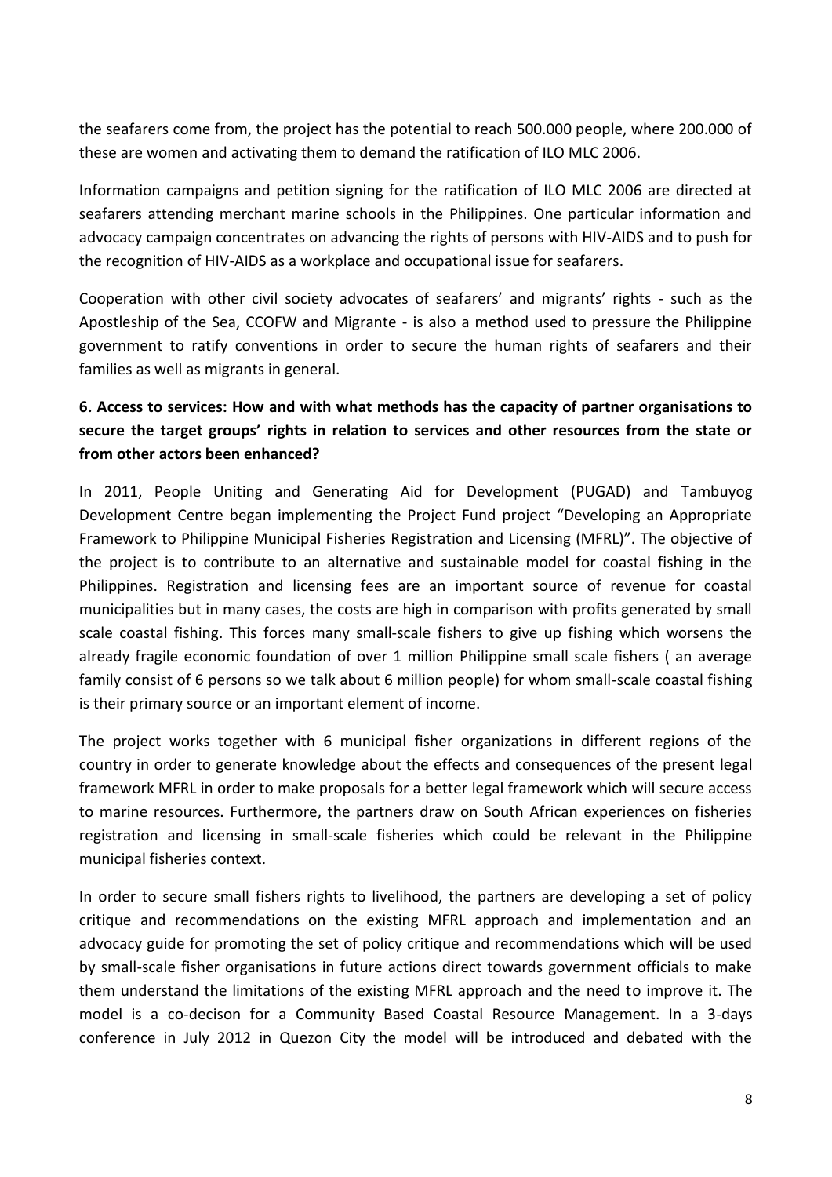the seafarers come from, the project has the potential to reach 500.000 people, where 200.000 of these are women and activating them to demand the ratification of ILO MLC 2006.

Information campaigns and petition signing for the ratification of ILO MLC 2006 are directed at seafarers attending merchant marine schools in the Philippines. One particular information and advocacy campaign concentrates on advancing the rights of persons with HIV-AIDS and to push for the recognition of HIV-AIDS as a workplace and occupational issue for seafarers.

Cooperation with other civil society advocates of seafarers' and migrants' rights - such as the Apostleship of the Sea, CCOFW and Migrante - is also a method used to pressure the Philippine government to ratify conventions in order to secure the human rights of seafarers and their families as well as migrants in general.

### 6. Access to services: How and with what methods has the capacity of partner organisations to secure the target groups' rights in relation to services and other resources from the state or from other actors been enhanced?

In 2011, People Uniting and Generating Aid for Development (PUGAD) and Tambuyog Development Centre began implementing the Project Fund project "Developing an Appropriate Framework to Philippine Municipal Fisheries Registration and Licensing (MFRL)". The objective of the project is to contribute to an alternative and sustainable model for coastal fishing in the Philippines. Registration and licensing fees are an important source of revenue for coastal municipalities but in many cases, the costs are high in comparison with profits generated by small scale coastal fishing. This forces many small-scale fishers to give up fishing which worsens the already fragile economic foundation of over 1 million Philippine small scale fishers ( an average family consist of 6 persons so we talk about 6 million people) for whom small-scale coastal fishing is their primary source or an important element of income.

The project works together with 6 municipal fisher organizations in different regions of the country in order to generate knowledge about the effects and consequences of the present legal framework MFRL in order to make proposals for a better legal framework which will secure access to marine resources. Furthermore, the partners draw on South African experiences on fisheries registration and licensing in small-scale fisheries which could be relevant in the Philippine municipal fisheries context.

In order to secure small fishers rights to livelihood, the partners are developing a set of policy critique and recommendations on the existing MFRL approach and implementation and an advocacy guide for promoting the set of policy critique and recommendations which will be used by small-scale fisher organisations in future actions direct towards government officials to make them understand the limitations of the existing MFRL approach and the need to improve it. The model is a co-decison for a Community Based Coastal Resource Management. In a 3-days conference in July 2012 in Quezon City the model will be introduced and debated with the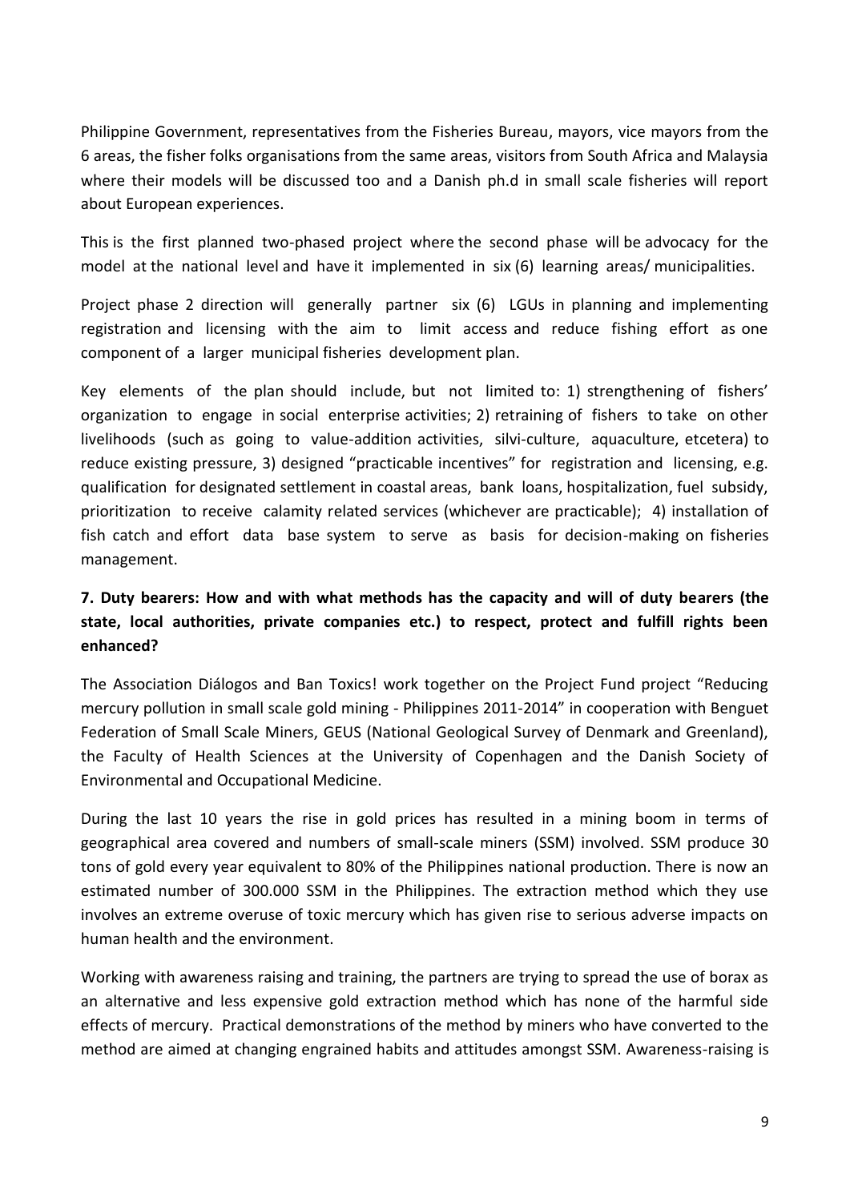Philippine Government, representatives from the Fisheries Bureau, mayors, vice mayors from the 6 areas, the fisher folks organisations from the same areas, visitors from South Africa and Malaysia where their models will be discussed too and a Danish ph.d in small scale fisheries will report about European experiences.

This is the first planned two-phased project where the second phase will be advocacy for the model at the national level and have it implemented in six (6) learning areas/ municipalities.

Project phase 2 direction will generally partner six (6) LGUs in planning and implementing registration and licensing with the aim to limit access and reduce fishing effort as one component of a larger municipal fisheries development plan.

Key elements of the plan should include, but not limited to: 1) strengthening of fishers' organization to engage in social enterprise activities; 2) retraining of fishers to take on other livelihoods (such as going to value-addition activities, silvi-culture, aquaculture, etcetera) to reduce existing pressure, 3) designed "practicable incentives" for registration and licensing, e.g. qualification for designated settlement in coastal areas, bank loans, hospitalization, fuel subsidy, prioritization to receive calamity related services (whichever are practicable); 4) installation of fish catch and effort data base system to serve as basis for decision-making on fisheries management.

## 7. Duty bearers: How and with what methods has the capacity and will of duty bearers (the state, local authorities, private companies etc.) to respect, protect and fulfill rights been enhanced?

The Association Diálogos and Ban Toxics! work together on the Project Fund project "Reducing mercury pollution in small scale gold mining - Philippines 2011-2014" in cooperation with Benguet Federation of Small Scale Miners, GEUS (National Geological Survey of Denmark and Greenland), the Faculty of Health Sciences at the University of Copenhagen and the Danish Society of Environmental and Occupational Medicine.

During the last 10 years the rise in gold prices has resulted in a mining boom in terms of geographical area covered and numbers of small-scale miners (SSM) involved. SSM produce 30 tons of gold every year equivalent to 80% of the Philippines national production. There is now an estimated number of 300.000 SSM in the Philippines. The extraction method which they use involves an extreme overuse of toxic mercury which has given rise to serious adverse impacts on human health and the environment.

Working with awareness raising and training, the partners are trying to spread the use of borax as an alternative and less expensive gold extraction method which has none of the harmful side effects of mercury. Practical demonstrations of the method by miners who have converted to the method are aimed at changing engrained habits and attitudes amongst SSM. Awareness-raising is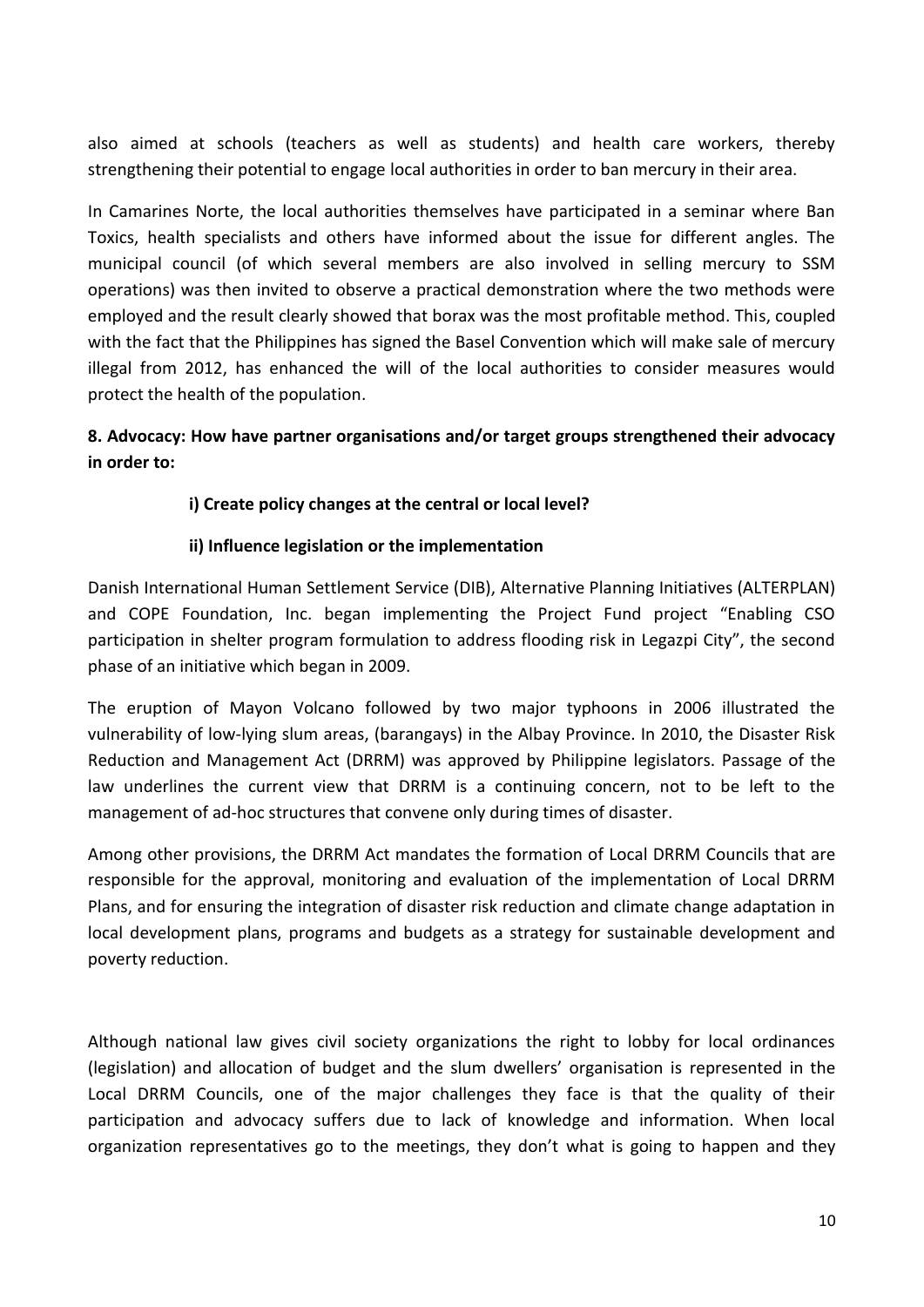also aimed at schools (teachers as well as students) and health care workers, thereby strengthening their potential to engage local authorities in order to ban mercury in their area.

In Camarines Norte, the local authorities themselves have participated in a seminar where Ban Toxics, health specialists and others have informed about the issue for different angles. The municipal council (of which several members are also involved in selling mercury to SSM operations) was then invited to observe a practical demonstration where the two methods were employed and the result clearly showed that borax was the most profitable method. This, coupled with the fact that the Philippines has signed the Basel Convention which will make sale of mercury illegal from 2012, has enhanced the will of the local authorities to consider measures would protect the health of the population.

**8. Advocacy: How have partner organisations and/or target groups strengthened their advocacy in order to:**

**i) Create policy changes at the central or local level?**

**ii) Influence legislation or the implementation**

Danish International Human Settlement Service (DIB), Alternative Planning Initiatives (ALTERPLAN) and COPE Foundation, Inc. began implementing the Project Fund project "Enabling CSO participation in shelter program formulation to address flooding risk in Legazpi City", the second phase of an initiative which began in 2009.

The eruption of Mayon Volcano followed by two major typhoons in 2006 illustrated the vulnerability of low-lying slum areas, (barangays) in the Albay Province. In 2010, the Disaster Risk Reduction and Management Act (DRRM) was approved by Philippine legislators. Passage of the law underlines the current view that DRRM is a continuing concern, not to be left to the management of ad-hoc structures that convene only during times of disaster.

Among other provisions, the DRRM Act mandates the formation of Local DRRM Councils that are responsible for the approval, monitoring and evaluation of the implementation of Local DRRM Plans, and for ensuring the integration of disaster risk reduction and climate change adaptation in local development plans, programs and budgets as a strategy for sustainable development and poverty reduction.

Although national law gives civil society organizations the right to lobby for local ordinances (legislation) and allocation of budget and the slum dwellers' organisation is represented in the Local DRRM Councils, one of the major challenges they face is that the quality of their participation and advocacy suffers due to lack of knowledge and information. When local organization representatives go to the meetings, they don't what is going to happen and they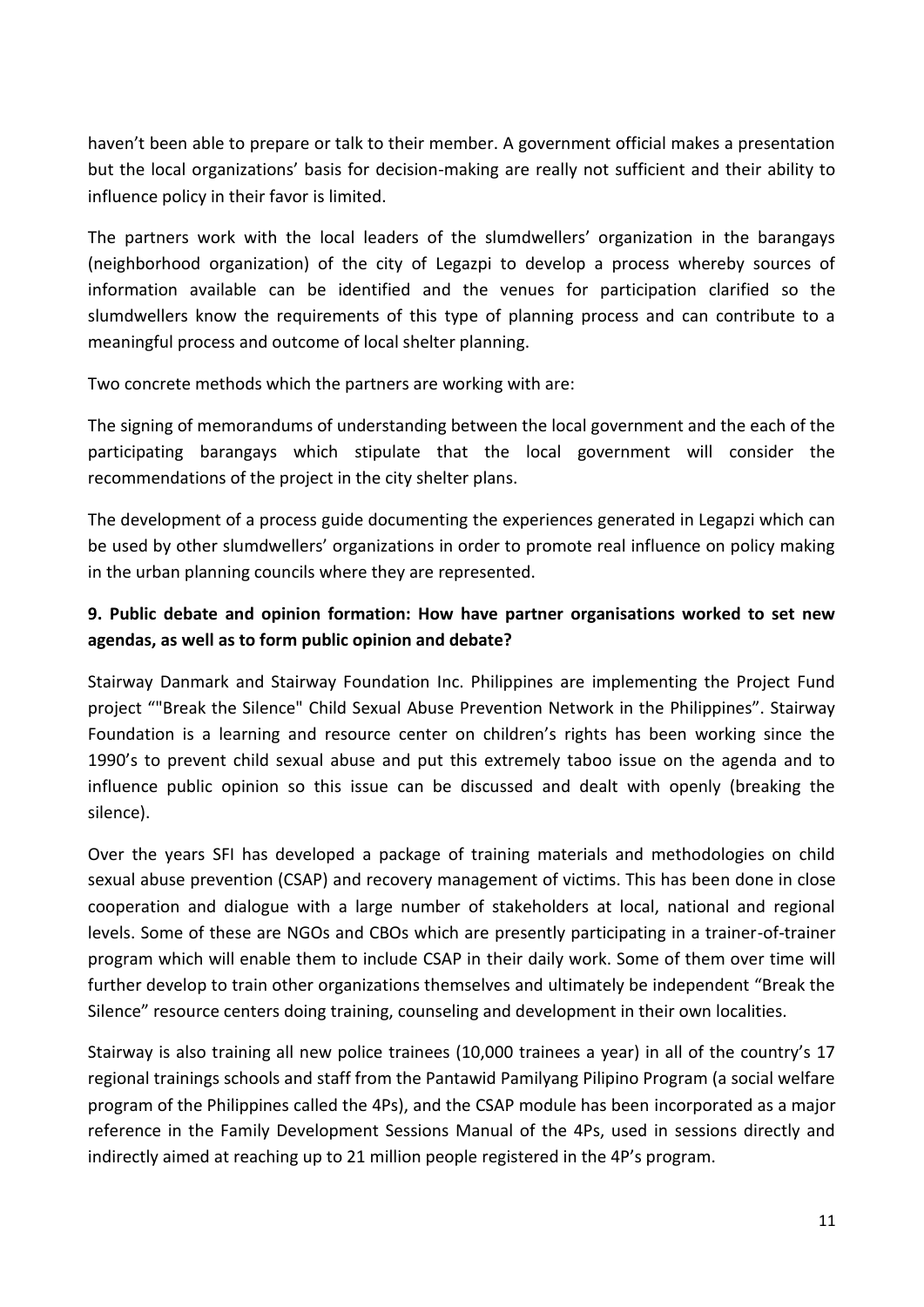haven't been able to prepare or talk to their member. A government official makes a presentation but the local organizations' basis for decision-making are really not sufficient and their ability to influence policy in their favor is limited.

The partners work with the local leaders of the slumdwellers' organization in the barangays (neighborhood organization) of the city of Legazpi to develop a process whereby sources of information available can be identified and the venues for participation clarified so the slumdwellers know the requirements of this type of planning process and can contribute to a meaningful process and outcome of local shelter planning.

Two concrete methods which the partners are working with are:

The signing of memorandums of understanding between the local government and the each of the participating barangays which stipulate that the local government will consider the recommendations of the project in the city shelter plans.

The development of a process guide documenting the experiences generated in Legapzi which can be used by other slumdwellers' organizations in order to promote real influence on policy making in the urban planning councils where they are represented.

**9. Public debate and opinion formation: How have partner organisations worked to set new agendas, as well as to form public opinion and debate?**

Stairway Danmark and Stairway Foundation Inc. Philippines are implementing the Project Fund project “"Break the Silence" Child Sexual Abuse Prevention Network in the Philippines”. Stairway Foundation is a learning and resource center on children's rights has been working since the 1990's to prevent child sexual abuse and put this extremely taboo issue on the agenda and to influence public opinion so this issue can be discussed and dealt with openly (breaking the silence).

Over the years SFI has developed a package of training materials and methodologies on child sexual abuse prevention (CSAP) and recovery management of victims. This has been done in close cooperation and dialogue with a large number of stakeholders at local, national and regional levels. Some of these are NGOs and CBOs which are presently participating in a trainer-of-trainer program which will enable them to include CSAP in their daily work. Some of them over time will further develop to train other organizations themselves and ultimately be independent “Break the Silence” resource centers doing training, counseling and development in their own localities.

Stairway is also training all new police trainees (10,000 trainees a year) in all of the country's 17 regional trainings schools and staff from the Pantawid Pamilyang Pilipino Program (a social welfare program of the Philippines called the 4Ps), and the CSAP module has been incorporated as a major reference in the Family Development Sessions Manual of the 4Ps, used in sessions directly and indirectly aimed at reaching up to 21 million people registered in the 4P's program.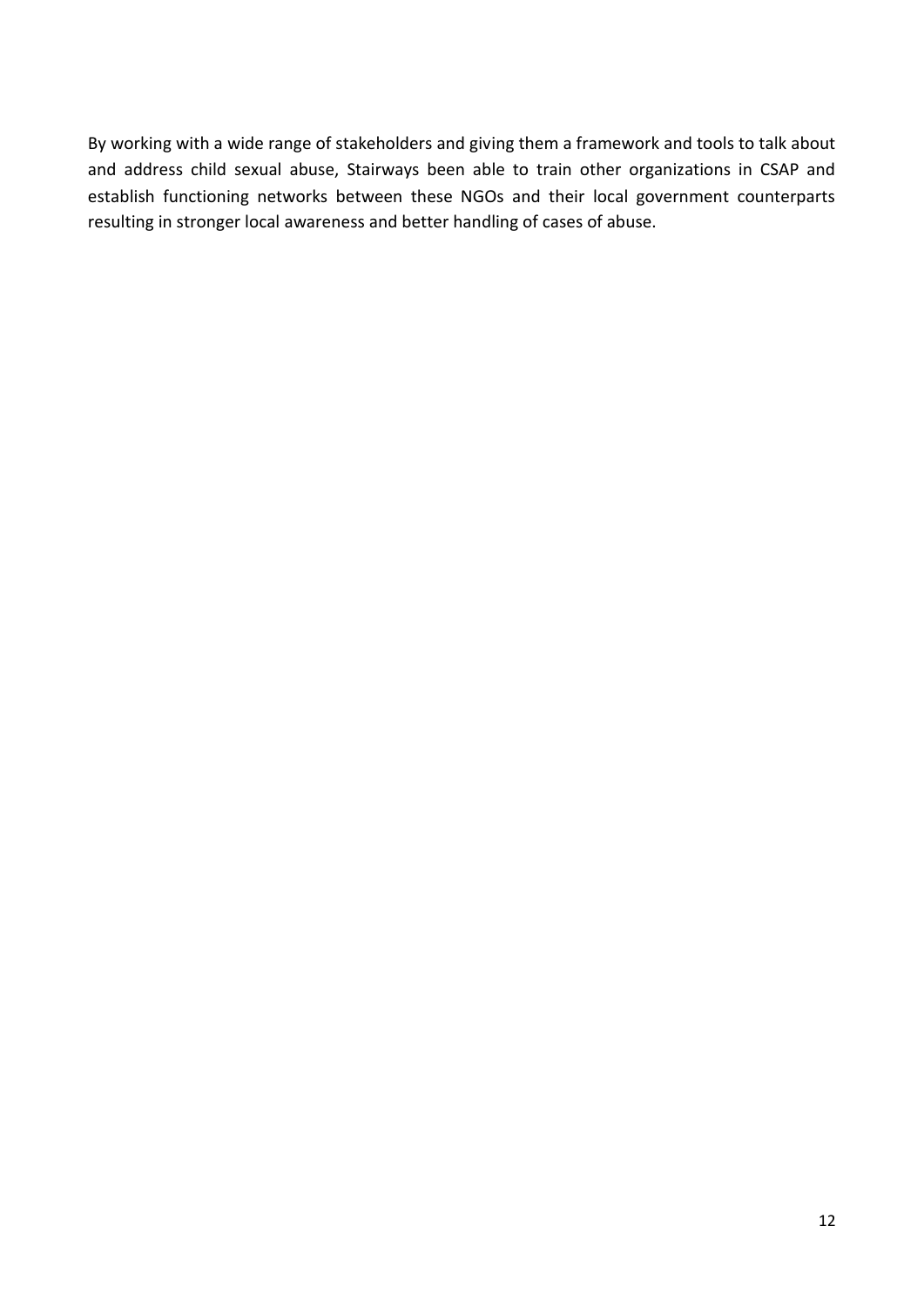By working with a wide range of stakeholders and giving them a framework and tools to talk about and address child sexual abuse, Stairways been able to train other organizations in CSAP and establish functioning networks between these NGOs and their local government counterparts resulting in stronger local awareness and better handling of cases of abuse.